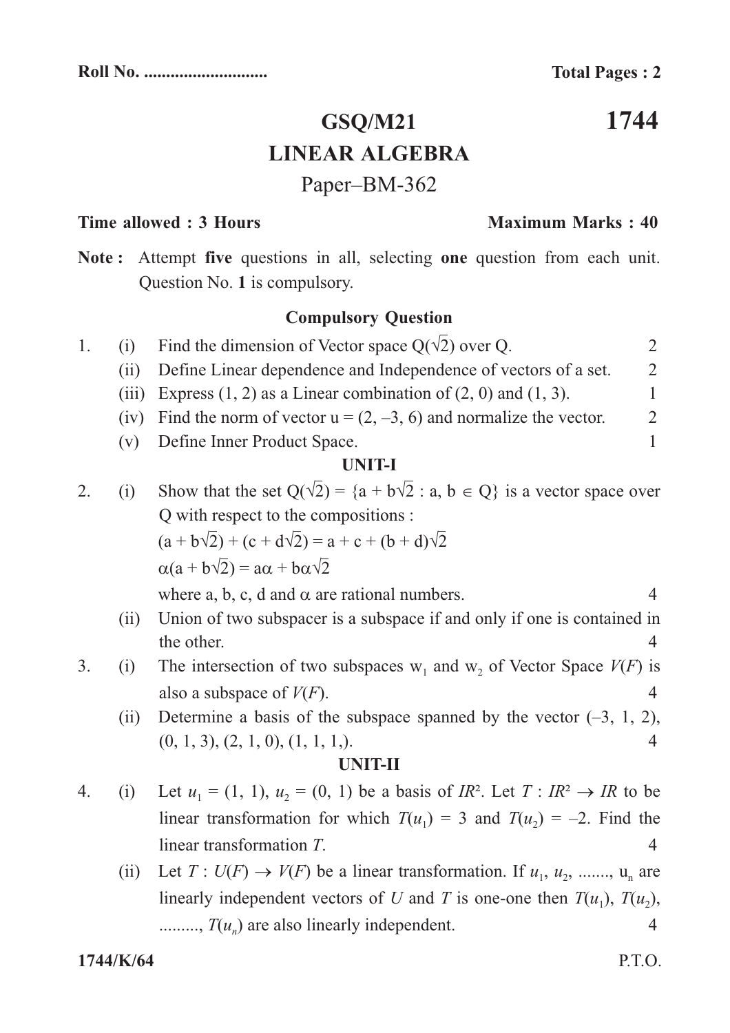Roll No. ............................ **Total Pages : 2**

# GSQ/M21 **1744**

## LINEAR ALGEBRA

Paper–BM-362

**Time allowed : 3 Hours** **Maximum Marks : 40**

**Note :** Attempt **five** questions in all, selecting **one** question from each unit. Question No. **1** is compulsory.

### Compulsory Question

1. (i) Find the dimension of Vector space $Q(\sqrt{2})$ over Q. 2

   (ii) Define Linear dependence and Independence of vectors of a set. 2

   (iii) Express (1, 2) as a Linear combination of (2, 0) and (1, 3). 1

   (iv) Find the norm of vector u = (2, –3, 6) and normalize the vector. 2

   (v) Define Inner Product Space. 1

### UNIT-I

2. (i) Show that the set $Q(\sqrt{2}) = \{a + b\sqrt{2} : a, b \in Q\}$ is a vector space over Q with respect to the compositions :

   $(a + b\sqrt{2}) + (c + d\sqrt{2}) = a + c + (b + d)\sqrt{2}$

   $\alpha(a + b\sqrt{2}) = a\alpha + b\alpha\sqrt{2}$

   where a, b, c, d and $\alpha$ are rational numbers. 4

   (ii) Union of two subspacer is a subspace if and only if one is contained in the other. 4

3. (i) The intersection of two subspaces $w_1$ and $w_2$ of Vector Space $V(F)$ is also a subspace of $V(F)$. 4

   (ii) Determine a basis of the subspace spanned by the vector (–3, 1, 2), (0, 1, 3), (2, 1, 0), (1, 1, 1,). 4

### UNIT-II

4. (i) Let $u_1 = (1, 1)$, $u_2 = (0, 1)$ be a basis of $IR^2$. Let $T : IR^2 \to IR$ to be linear transformation for which $T(u_1) = 3$ and $T(u_2) = -2$. Find the linear transformation $T$. 4

   (ii) Let $T : U(F) \to V(F)$ be a linear transformation. If $u_1, u_2, ......., u_n$ are linearly independent vectors of $U$ and $T$ is one-one then $T(u_1), T(u_2), ........., T(u_n)$ are also linearly independent. 4

1744/K/64 P.T.O.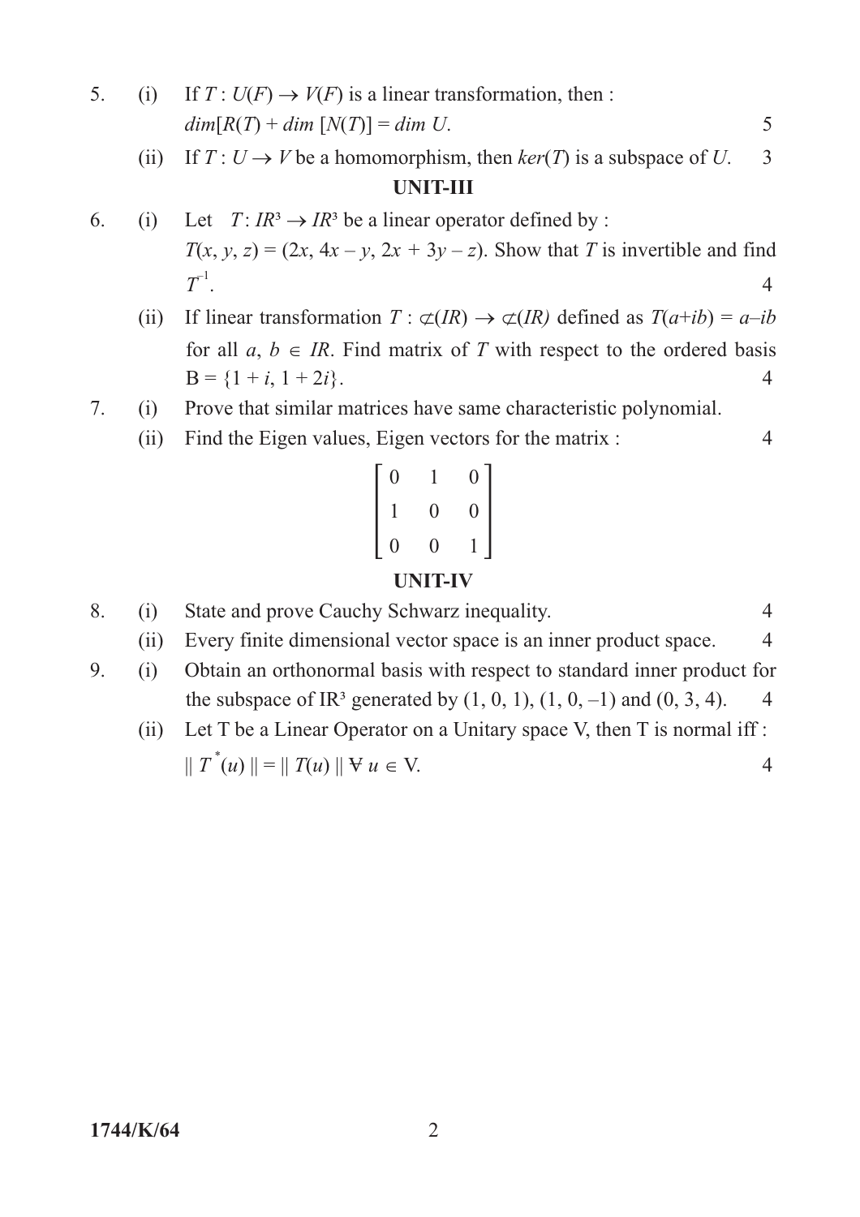5. (i) If $T : U(F) \rightarrow V(F)$ is a linear transformation, then : $dim[R(T) + dim\ [N(T)] = dim\ U.$ 5

   (ii) If $T : U \rightarrow V$ be a homomorphism, then $ker(T)$ is a subspace of $U$. 3

## UNIT-III

6. (i) Let $T : IR^3 \rightarrow IR^3$ be a linear operator defined by : $T(x, y, z) = (2x, 4x - y, 2x + 3y - z)$. Show that $T$ is invertible and find $T^{-1}$. 4

   (ii) If linear transformation $T : \mathbb{C}(IR) \rightarrow \mathbb{C}(IR)$ defined as $T(a+ib) = a-ib$ for all $a, b \in IR$. Find matrix of $T$ with respect to the ordered basis $B = \{1 + i, 1 + 2i\}$. 4

7. (i) Prove that similar matrices have same characteristic polynomial.

   (ii) Find the Eigen values, Eigen vectors for the matrix : 4

$$\begin{bmatrix} 0 & 1 & 0 \\ 1 & 0 & 0 \\ 0 & 0 & 1 \end{bmatrix}$$

## UNIT-IV

8. (i) State and prove Cauchy Schwarz inequality. 4

   (ii) Every finite dimensional vector space is an inner product space. 4

9. (i) Obtain an orthonormal basis with respect to standard inner product for the subspace of $IR^3$ generated by $(1, 0, 1)$, $(1, 0, -1)$ and $(0, 3, 4)$. 4

   (ii) Let T be a Linear Operator on a Unitary space V, then T is normal iff : $\| T^*(u) \| = \| T(u) \| \ \forall\ u \in V.$ 4

1744/K/64